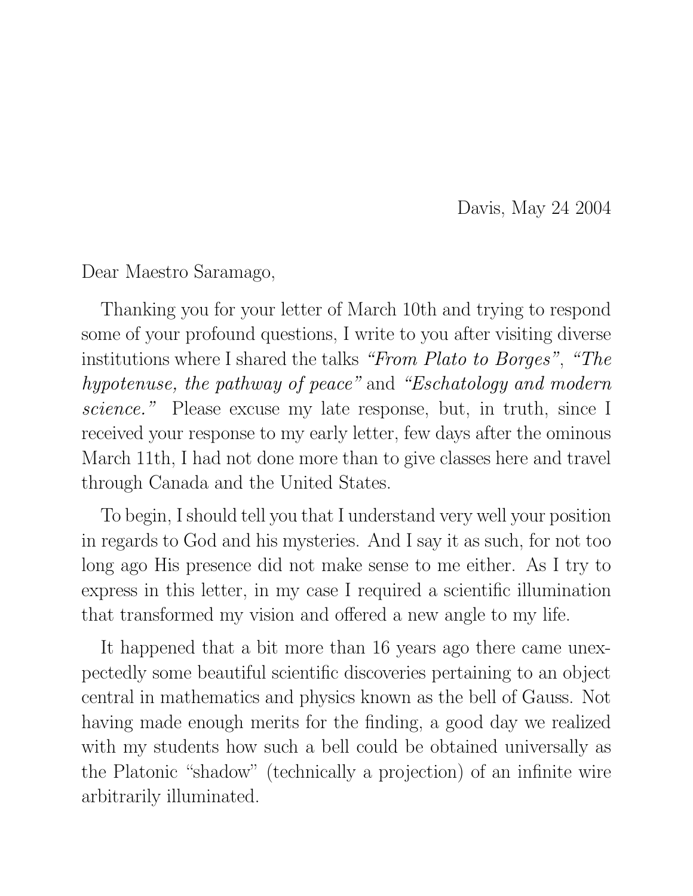Davis, May 24 2004

Dear Maestro Saramago,

Thanking you for your letter of March 10th and trying to respond some of your profound questions, I write to you after visiting diverse institutions where I shared the talks *"From Plato to Borges"*, *"The hypotenuse, the pathway of peace"* and *"Eschatology and modern science."* Please excuse my late response, but, in truth, since I received your response to my early letter, few days after the ominous March 11th, I had not done more than to give classes here and travel through Canada and the United States.

To begin, I should tell you that I understand very well your position in regards to God and his mysteries. And I say it as such, for not too long ago His presence did not make sense to me either. As I try to express in this letter, in my case I required a scientific illumination that transformed my vision and offered a new angle to my life.

It happened that a bit more than 16 years ago there came unexpectedly some beautiful scientific discoveries pertaining to an object central in mathematics and physics known as the bell of Gauss. Not having made enough merits for the finding, a good day we realized with my students how such a bell could be obtained universally as the Platonic "shadow" (technically a projection) of an infinite wire arbitrarily illuminated.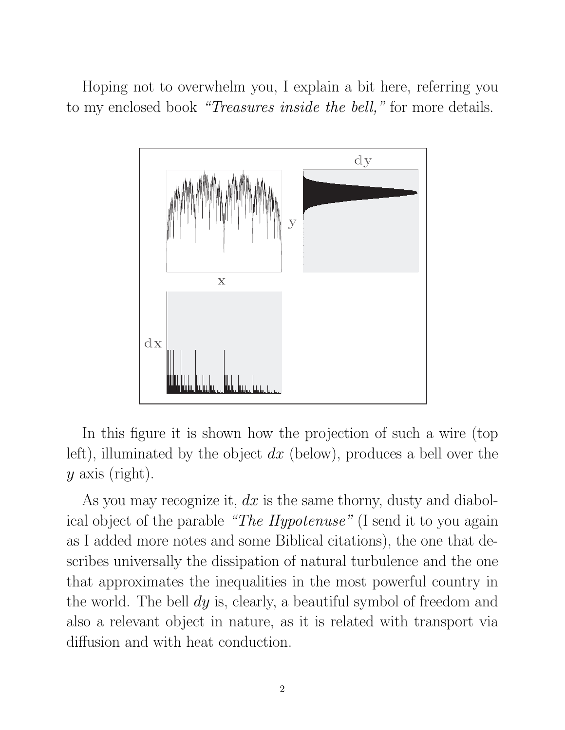Hoping not to overwhelm you, I explain a bit here, referring you to my enclosed book *"Treasures inside the bell,"* for more details.

In this figure it is shown how the projection of such a wire (top left), illuminated by the object $dx$ (below), produces a bell over the $y$ axis (right).

As you may recognize it, $dx$ is the same thorny, dusty and diabolical object of the parable *"The Hypotenuse"* (I send it to you again as I added more notes and some Biblical citations), the one that describes universally the dissipation of natural turbulence and the one that approximates the inequalities in the most powerful country in the world. The bell $dy$ is, clearly, a beautiful symbol of freedom and also a relevant object in nature, as it is related with transport via diffusion and with heat conduction.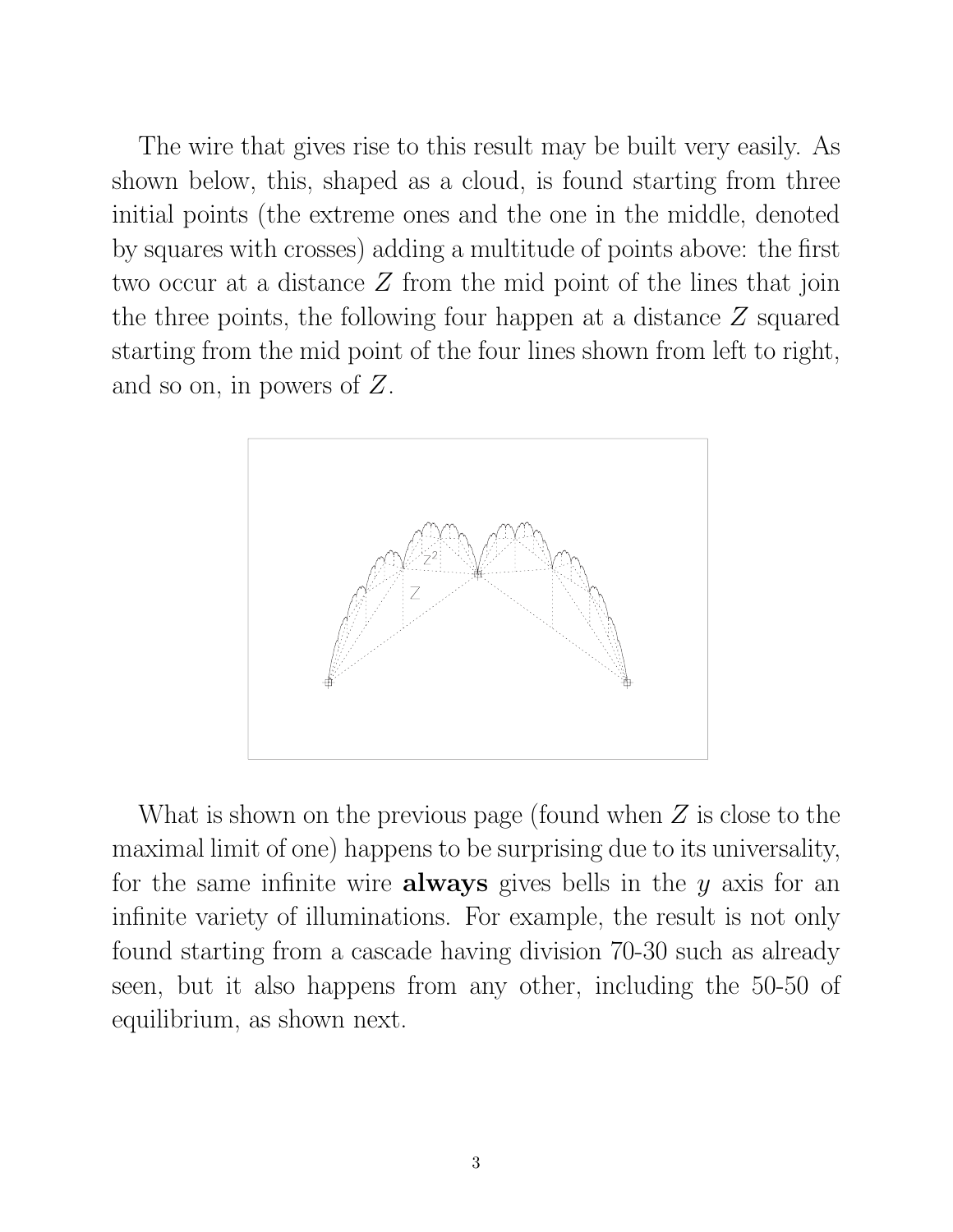The wire that gives rise to this result may be built very easily. As shown below, this, shaped as a cloud, is found starting from three initial points (the extreme ones and the one in the middle, denoted by squares with crosses) adding a multitude of points above: the first two occur at a distance $Z$ from the mid point of the lines that join the three points, the following four happen at a distance $Z$ squared starting from the mid point of the four lines shown from left to right, and so on, in powers of $Z$.

What is shown on the previous page (found when $Z$ is close to the maximal limit of one) happens to be surprising due to its universality, for the same infinite wire **always** gives bells in the $y$ axis for an infinite variety of illuminations. For example, the result is not only found starting from a cascade having division 70-30 such as already seen, but it also happens from any other, including the 50-50 of equilibrium, as shown next.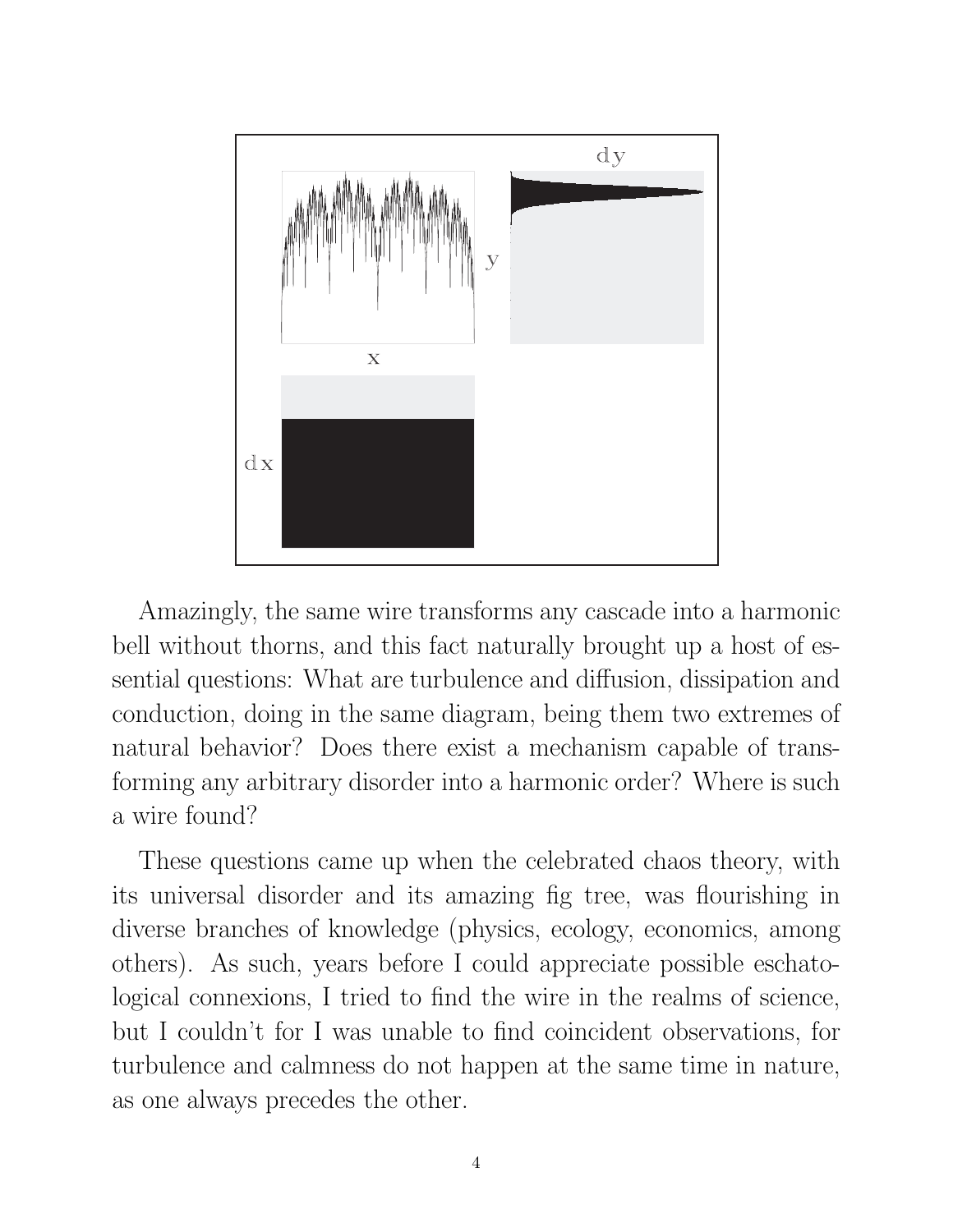Amazingly, the same wire transforms any cascade into a harmonic bell without thorns, and this fact naturally brought up a host of essential questions: What are turbulence and diffusion, dissipation and conduction, doing in the same diagram, being them two extremes of natural behavior? Does there exist a mechanism capable of transforming any arbitrary disorder into a harmonic order? Where is such a wire found?

These questions came up when the celebrated chaos theory, with its universal disorder and its amazing fig tree, was flourishing in diverse branches of knowledge (physics, ecology, economics, among others). As such, years before I could appreciate possible eschatological connexions, I tried to find the wire in the realms of science, but I couldn't for I was unable to find coincident observations, for turbulence and calmness do not happen at the same time in nature, as one always precedes the other.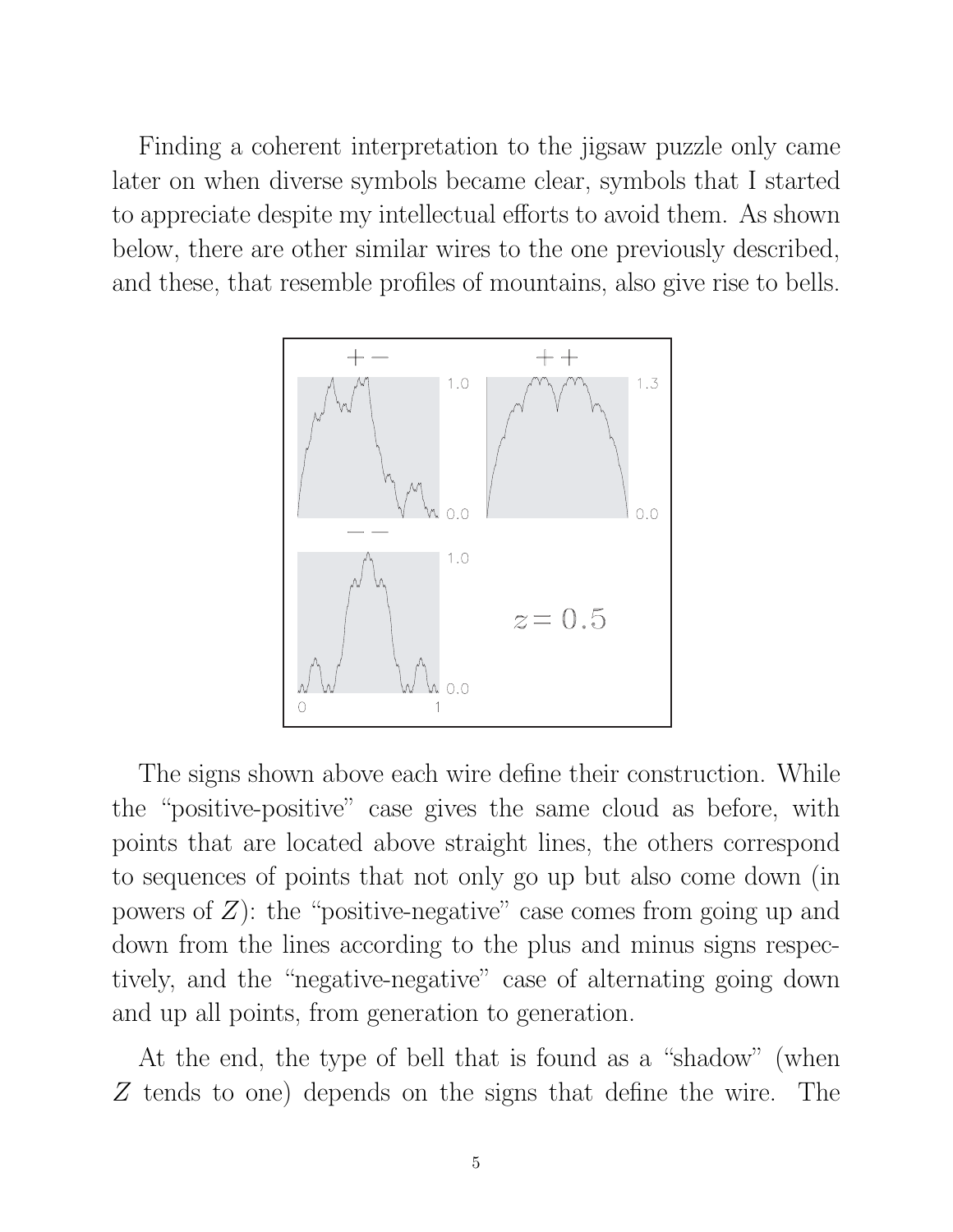Finding a coherent interpretation to the jigsaw puzzle only came later on when diverse symbols became clear, symbols that I started to appreciate despite my intellectual efforts to avoid them. As shown below, there are other similar wires to the one previously described, and these, that resemble profiles of mountains, also give rise to bells.

The signs shown above each wire define their construction. While the "positive-positive" case gives the same cloud as before, with points that are located above straight lines, the others correspond to sequences of points that not only go up but also come down (in powers of $Z$): the "positive-negative" case comes from going up and down from the lines according to the plus and minus signs respectively, and the "negative-negative" case of alternating going down and up all points, from generation to generation.

At the end, the type of bell that is found as a "shadow" (when $Z$ tends to one) depends on the signs that define the wire. The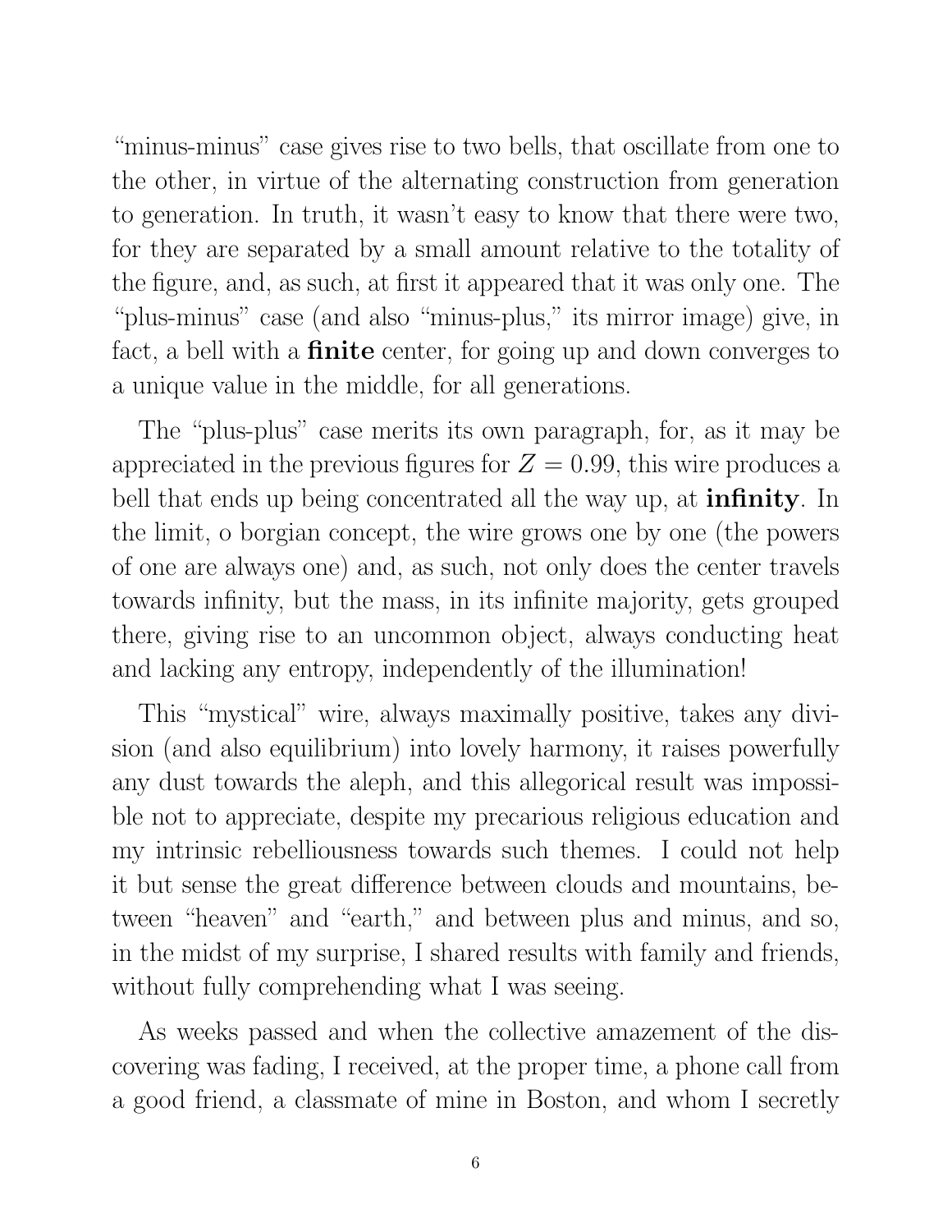"minus-minus" case gives rise to two bells, that oscillate from one to the other, in virtue of the alternating construction from generation to generation. In truth, it wasn't easy to know that there were two, for they are separated by a small amount relative to the totality of the figure, and, as such, at first it appeared that it was only one. The "plus-minus" case (and also "minus-plus," its mirror image) give, in fact, a bell with a **finite** center, for going up and down converges to a unique value in the middle, for all generations.

The "plus-plus" case merits its own paragraph, for, as it may be appreciated in the previous figures for $Z = 0.99$, this wire produces a bell that ends up being concentrated all the way up, at **infinity**. In the limit, o borgian concept, the wire grows one by one (the powers of one are always one) and, as such, not only does the center travels towards infinity, but the mass, in its infinite majority, gets grouped there, giving rise to an uncommon object, always conducting heat and lacking any entropy, independently of the illumination!

This "mystical" wire, always maximally positive, takes any division (and also equilibrium) into lovely harmony, it raises powerfully any dust towards the aleph, and this allegorical result was impossible not to appreciate, despite my precarious religious education and my intrinsic rebelliousness towards such themes. I could not help it but sense the great difference between clouds and mountains, between "heaven" and "earth," and between plus and minus, and so, in the midst of my surprise, I shared results with family and friends, without fully comprehending what I was seeing.

As weeks passed and when the collective amazement of the discovering was fading, I received, at the proper time, a phone call from a good friend, a classmate of mine in Boston, and whom I secretly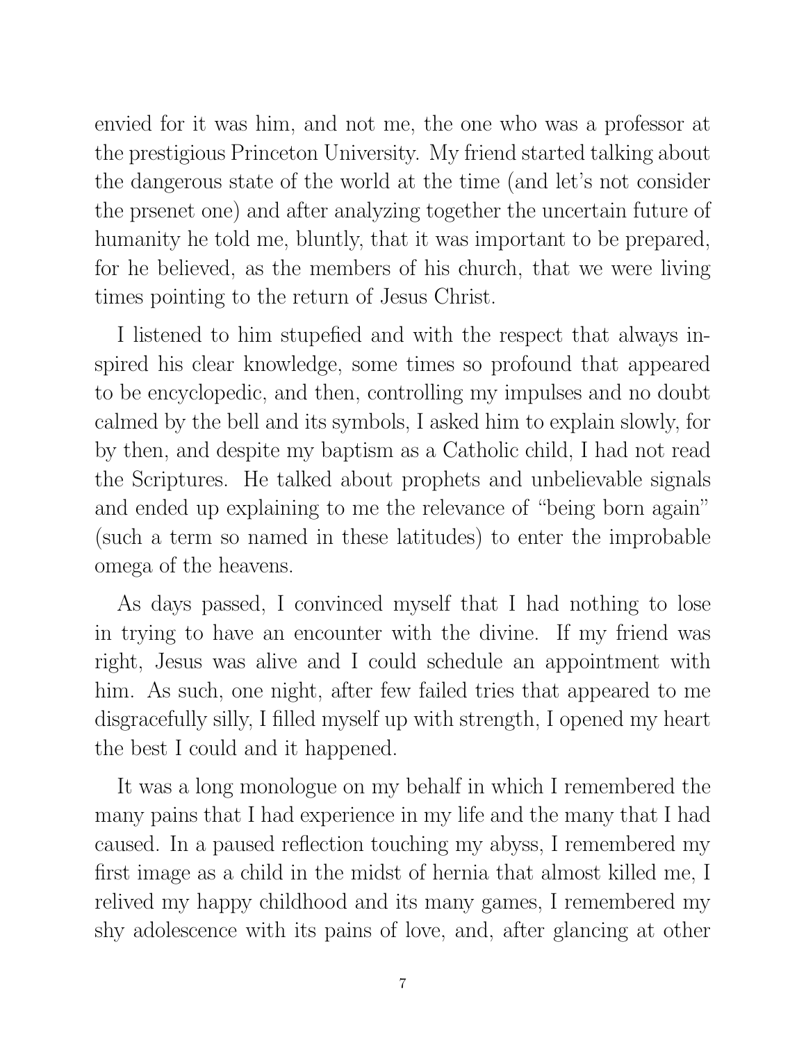envied for it was him, and not me, the one who was a professor at the prestigious Princeton University. My friend started talking about the dangerous state of the world at the time (and let's not consider the prsenet one) and after analyzing together the uncertain future of humanity he told me, bluntly, that it was important to be prepared, for he believed, as the members of his church, that we were living times pointing to the return of Jesus Christ.

I listened to him stupefied and with the respect that always inspired his clear knowledge, some times so profound that appeared to be encyclopedic, and then, controlling my impulses and no doubt calmed by the bell and its symbols, I asked him to explain slowly, for by then, and despite my baptism as a Catholic child, I had not read the Scriptures. He talked about prophets and unbelievable signals and ended up explaining to me the relevance of "being born again" (such a term so named in these latitudes) to enter the improbable omega of the heavens.

As days passed, I convinced myself that I had nothing to lose in trying to have an encounter with the divine. If my friend was right, Jesus was alive and I could schedule an appointment with him. As such, one night, after few failed tries that appeared to me disgracefully silly, I filled myself up with strength, I opened my heart the best I could and it happened.

It was a long monologue on my behalf in which I remembered the many pains that I had experience in my life and the many that I had caused. In a paused reflection touching my abyss, I remembered my first image as a child in the midst of hernia that almost killed me, I relived my happy childhood and its many games, I remembered my shy adolescence with its pains of love, and, after glancing at other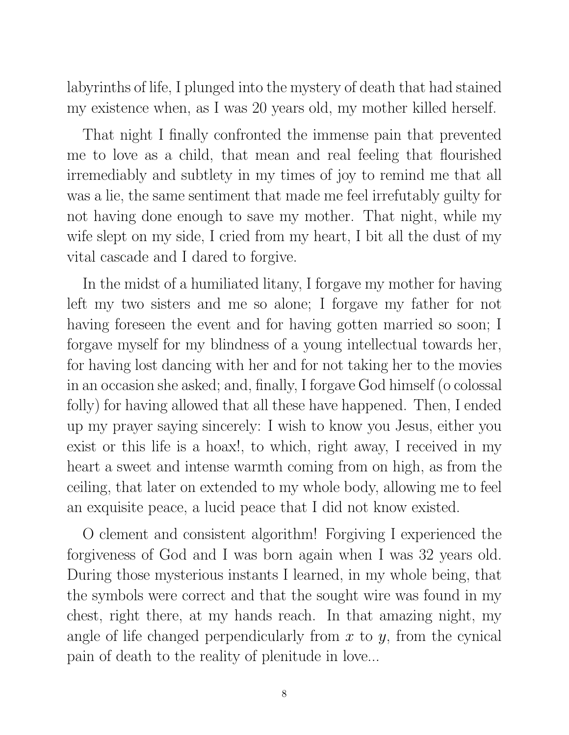labyrinths of life, I plunged into the mystery of death that had stained my existence when, as I was 20 years old, my mother killed herself.

That night I finally confronted the immense pain that prevented me to love as a child, that mean and real feeling that flourished irremediably and subtlety in my times of joy to remind me that all was a lie, the same sentiment that made me feel irrefutably guilty for not having done enough to save my mother. That night, while my wife slept on my side, I cried from my heart, I bit all the dust of my vital cascade and I dared to forgive.

In the midst of a humiliated litany, I forgave my mother for having left my two sisters and me so alone; I forgave my father for not having foreseen the event and for having gotten married so soon; I forgave myself for my blindness of a young intellectual towards her, for having lost dancing with her and for not taking her to the movies in an occasion she asked; and, finally, I forgave God himself (o colossal folly) for having allowed that all these have happened. Then, I ended up my prayer saying sincerely: I wish to know you Jesus, either you exist or this life is a hoax!, to which, right away, I received in my heart a sweet and intense warmth coming from on high, as from the ceiling, that later on extended to my whole body, allowing me to feel an exquisite peace, a lucid peace that I did not know existed.

O clement and consistent algorithm! Forgiving I experienced the forgiveness of God and I was born again when I was 32 years old. During those mysterious instants I learned, in my whole being, that the symbols were correct and that the sought wire was found in my chest, right there, at my hands reach. In that amazing night, my angle of life changed perpendicularly from $x$ to $y$, from the cynical pain of death to the reality of plenitude in love...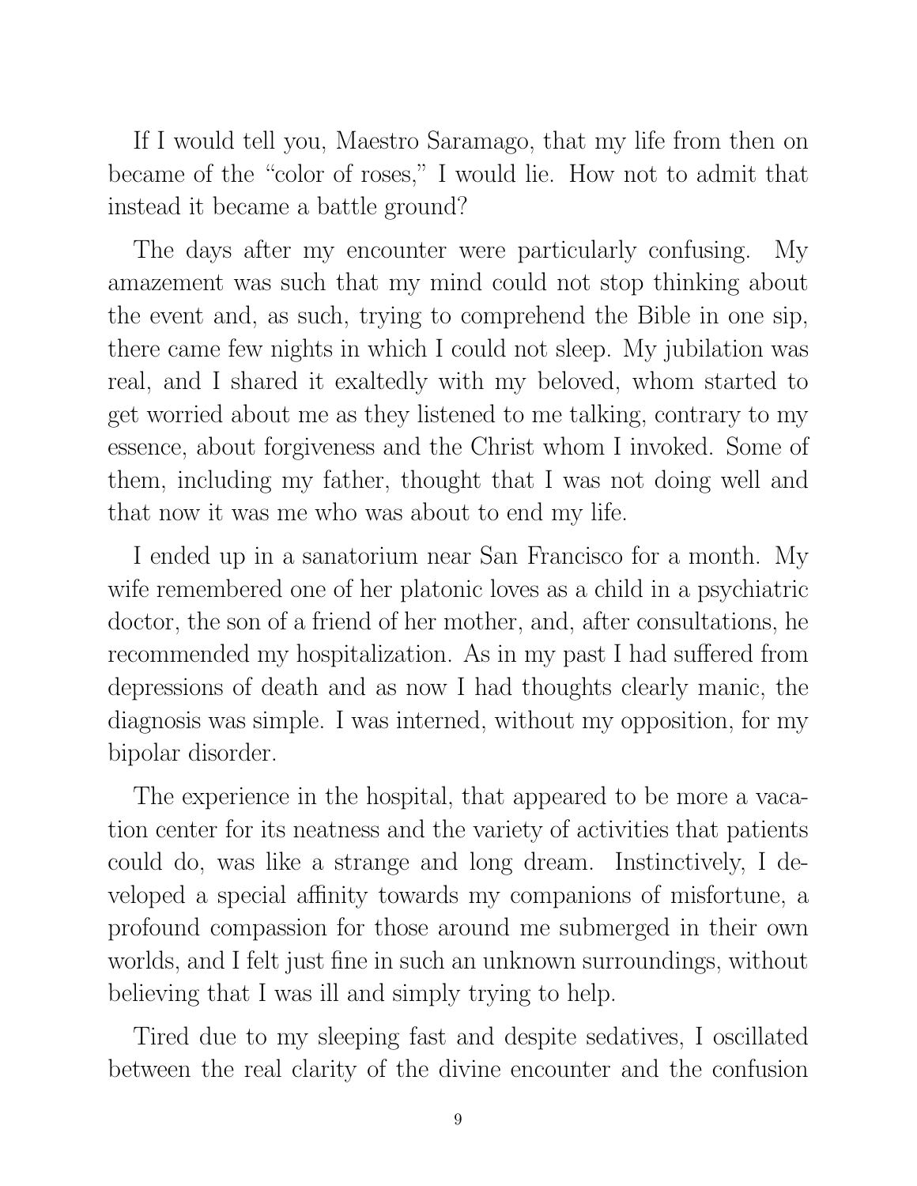If I would tell you, Maestro Saramago, that my life from then on became of the "color of roses," I would lie. How not to admit that instead it became a battle ground?

The days after my encounter were particularly confusing. My amazement was such that my mind could not stop thinking about the event and, as such, trying to comprehend the Bible in one sip, there came few nights in which I could not sleep. My jubilation was real, and I shared it exaltedly with my beloved, whom started to get worried about me as they listened to me talking, contrary to my essence, about forgiveness and the Christ whom I invoked. Some of them, including my father, thought that I was not doing well and that now it was me who was about to end my life.

I ended up in a sanatorium near San Francisco for a month. My wife remembered one of her platonic loves as a child in a psychiatric doctor, the son of a friend of her mother, and, after consultations, he recommended my hospitalization. As in my past I had suffered from depressions of death and as now I had thoughts clearly manic, the diagnosis was simple. I was interned, without my opposition, for my bipolar disorder.

The experience in the hospital, that appeared to be more a vacation center for its neatness and the variety of activities that patients could do, was like a strange and long dream. Instinctively, I developed a special affinity towards my companions of misfortune, a profound compassion for those around me submerged in their own worlds, and I felt just fine in such an unknown surroundings, without believing that I was ill and simply trying to help.

Tired due to my sleeping fast and despite sedatives, I oscillated between the real clarity of the divine encounter and the confusion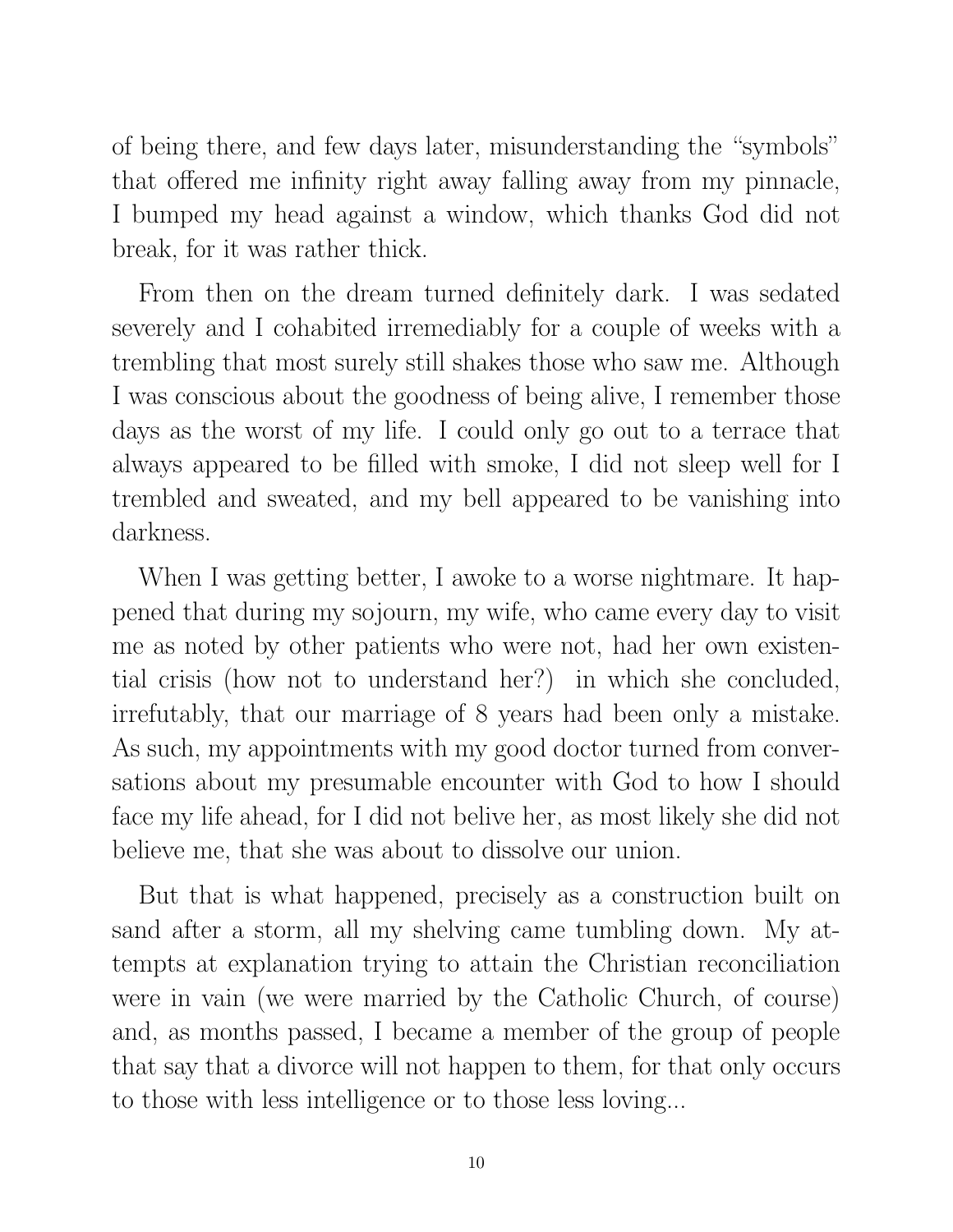of being there, and few days later, misunderstanding the "symbols" that offered me infinity right away falling away from my pinnacle, I bumped my head against a window, which thanks God did not break, for it was rather thick.

From then on the dream turned definitely dark. I was sedated severely and I cohabited irremediably for a couple of weeks with a trembling that most surely still shakes those who saw me. Although I was conscious about the goodness of being alive, I remember those days as the worst of my life. I could only go out to a terrace that always appeared to be filled with smoke, I did not sleep well for I trembled and sweated, and my bell appeared to be vanishing into darkness.

When I was getting better, I awoke to a worse nightmare. It happened that during my sojourn, my wife, who came every day to visit me as noted by other patients who were not, had her own existential crisis (how not to understand her?) in which she concluded, irrefutably, that our marriage of 8 years had been only a mistake. As such, my appointments with my good doctor turned from conversations about my presumable encounter with God to how I should face my life ahead, for I did not belive her, as most likely she did not believe me, that she was about to dissolve our union.

But that is what happened, precisely as a construction built on sand after a storm, all my shelving came tumbling down. My attempts at explanation trying to attain the Christian reconciliation were in vain (we were married by the Catholic Church, of course) and, as months passed, I became a member of the group of people that say that a divorce will not happen to them, for that only occurs to those with less intelligence or to those less loving...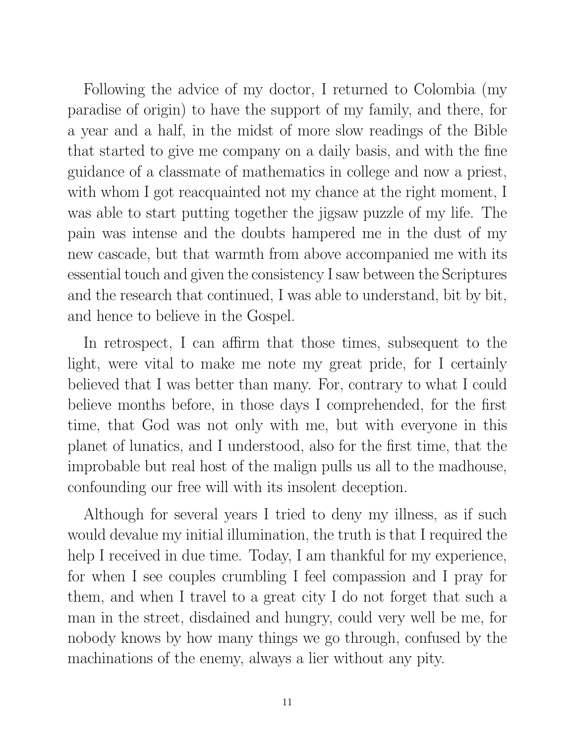Following the advice of my doctor, I returned to Colombia (my paradise of origin) to have the support of my family, and there, for a year and a half, in the midst of more slow readings of the Bible that started to give me company on a daily basis, and with the fine guidance of a classmate of mathematics in college and now a priest, with whom I got reacquainted not my chance at the right moment, I was able to start putting together the jigsaw puzzle of my life. The pain was intense and the doubts hampered me in the dust of my new cascade, but that warmth from above accompanied me with its essential touch and given the consistency I saw between the Scriptures and the research that continued, I was able to understand, bit by bit, and hence to believe in the Gospel.

In retrospect, I can affirm that those times, subsequent to the light, were vital to make me note my great pride, for I certainly believed that I was better than many. For, contrary to what I could believe months before, in those days I comprehended, for the first time, that God was not only with me, but with everyone in this planet of lunatics, and I understood, also for the first time, that the improbable but real host of the malign pulls us all to the madhouse, confounding our free will with its insolent deception.

Although for several years I tried to deny my illness, as if such would devalue my initial illumination, the truth is that I required the help I received in due time. Today, I am thankful for my experience, for when I see couples crumbling I feel compassion and I pray for them, and when I travel to a great city I do not forget that such a man in the street, disdained and hungry, could very well be me, for nobody knows by how many things we go through, confused by the machinations of the enemy, always a lier without any pity.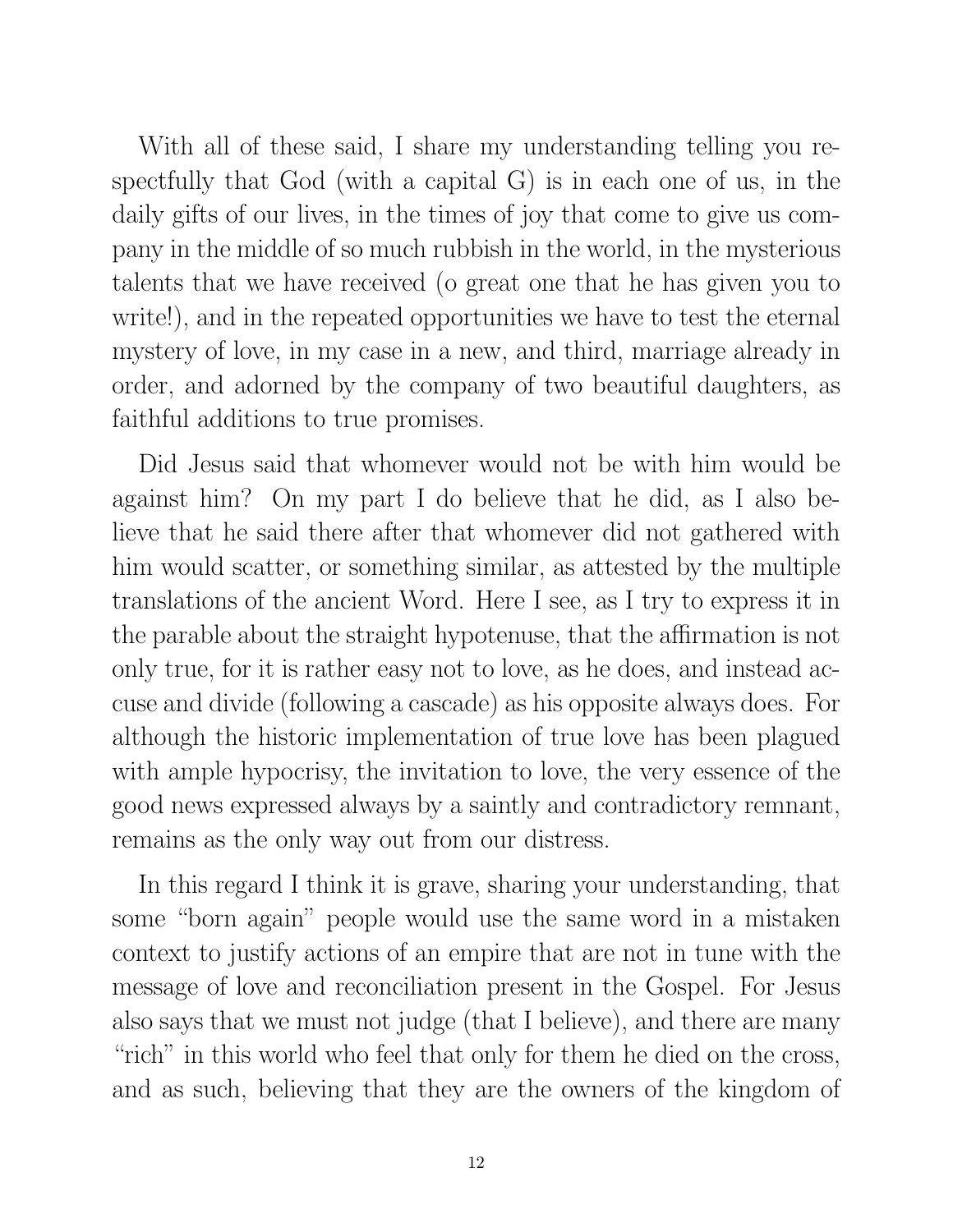With all of these said, I share my understanding telling you respectfully that God (with a capital G) is in each one of us, in the daily gifts of our lives, in the times of joy that come to give us company in the middle of so much rubbish in the world, in the mysterious talents that we have received (o great one that he has given you to write!), and in the repeated opportunities we have to test the eternal mystery of love, in my case in a new, and third, marriage already in order, and adorned by the company of two beautiful daughters, as faithful additions to true promises.

Did Jesus said that whomever would not be with him would be against him? On my part I do believe that he did, as I also believe that he said there after that whomever did not gathered with him would scatter, or something similar, as attested by the multiple translations of the ancient Word. Here I see, as I try to express it in the parable about the straight hypotenuse, that the affirmation is not only true, for it is rather easy not to love, as he does, and instead accuse and divide (following a cascade) as his opposite always does. For although the historic implementation of true love has been plagued with ample hypocrisy, the invitation to love, the very essence of the good news expressed always by a saintly and contradictory remnant, remains as the only way out from our distress.

In this regard I think it is grave, sharing your understanding, that some "born again" people would use the same word in a mistaken context to justify actions of an empire that are not in tune with the message of love and reconciliation present in the Gospel. For Jesus also says that we must not judge (that I believe), and there are many "rich" in this world who feel that only for them he died on the cross, and as such, believing that they are the owners of the kingdom of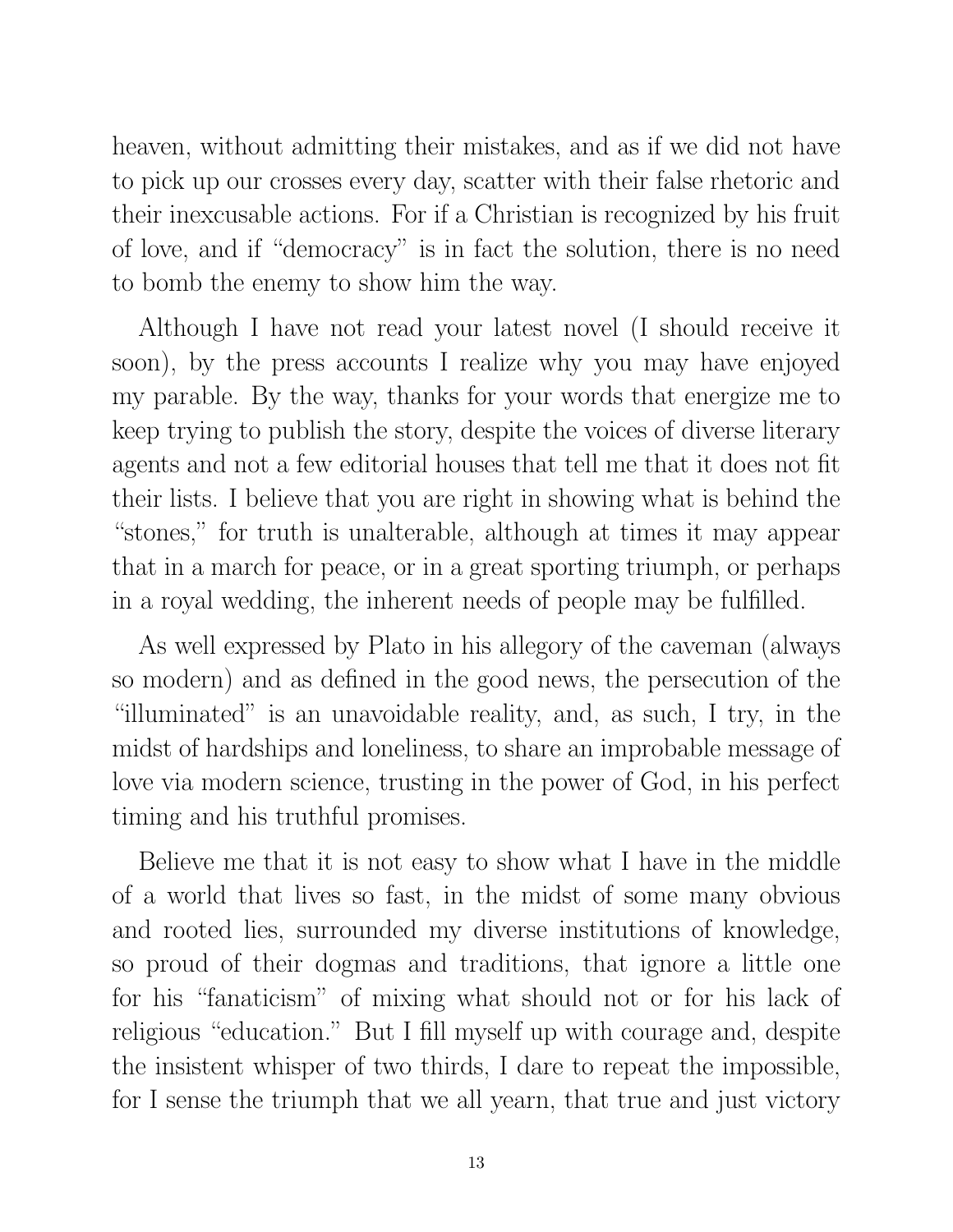heaven, without admitting their mistakes, and as if we did not have to pick up our crosses every day, scatter with their false rhetoric and their inexcusable actions. For if a Christian is recognized by his fruit of love, and if "democracy" is in fact the solution, there is no need to bomb the enemy to show him the way.

Although I have not read your latest novel (I should receive it soon), by the press accounts I realize why you may have enjoyed my parable. By the way, thanks for your words that energize me to keep trying to publish the story, despite the voices of diverse literary agents and not a few editorial houses that tell me that it does not fit their lists. I believe that you are right in showing what is behind the "stones," for truth is unalterable, although at times it may appear that in a march for peace, or in a great sporting triumph, or perhaps in a royal wedding, the inherent needs of people may be fulfilled.

As well expressed by Plato in his allegory of the caveman (always so modern) and as defined in the good news, the persecution of the "illuminated" is an unavoidable reality, and, as such, I try, in the midst of hardships and loneliness, to share an improbable message of love via modern science, trusting in the power of God, in his perfect timing and his truthful promises.

Believe me that it is not easy to show what I have in the middle of a world that lives so fast, in the midst of some many obvious and rooted lies, surrounded my diverse institutions of knowledge, so proud of their dogmas and traditions, that ignore a little one for his "fanaticism" of mixing what should not or for his lack of religious "education." But I fill myself up with courage and, despite the insistent whisper of two thirds, I dare to repeat the impossible, for I sense the triumph that we all yearn, that true and just victory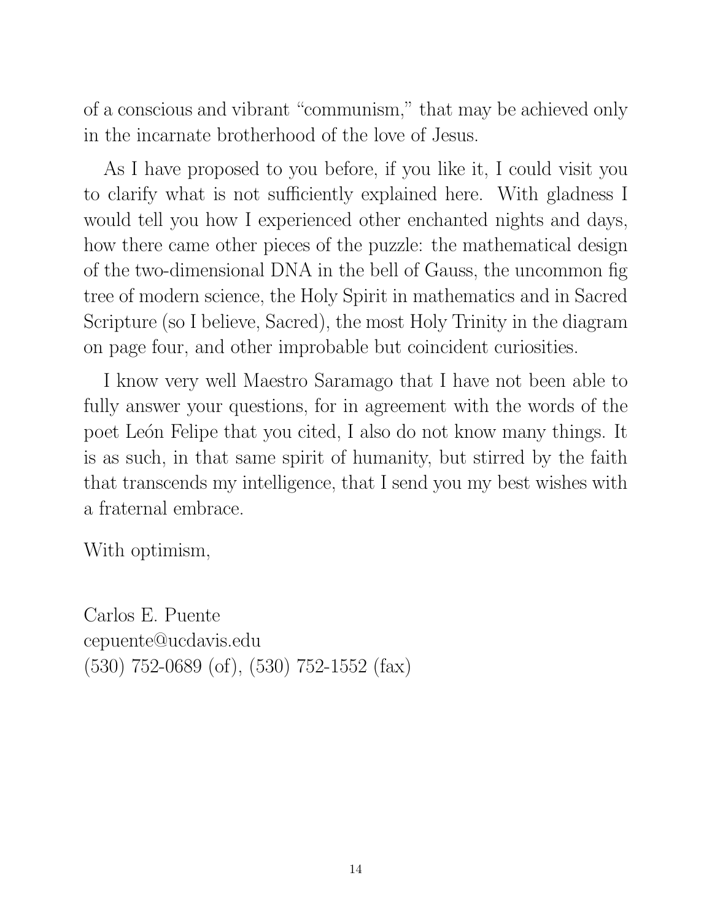of a conscious and vibrant "communism," that may be achieved only in the incarnate brotherhood of the love of Jesus.

As I have proposed to you before, if you like it, I could visit you to clarify what is not sufficiently explained here. With gladness I would tell you how I experienced other enchanted nights and days, how there came other pieces of the puzzle: the mathematical design of the two-dimensional DNA in the bell of Gauss, the uncommon fig tree of modern science, the Holy Spirit in mathematics and in Sacred Scripture (so I believe, Sacred), the most Holy Trinity in the diagram on page four, and other improbable but coincident curiosities.

I know very well Maestro Saramago that I have not been able to fully answer your questions, for in agreement with the words of the poet León Felipe that you cited, I also do not know many things. It is as such, in that same spirit of humanity, but stirred by the faith that transcends my intelligence, that I send you my best wishes with a fraternal embrace.

With optimism,

Carlos E. Puente
cepuente@ucdavis.edu
(530) 752-0689 (of), (530) 752-1552 (fax)